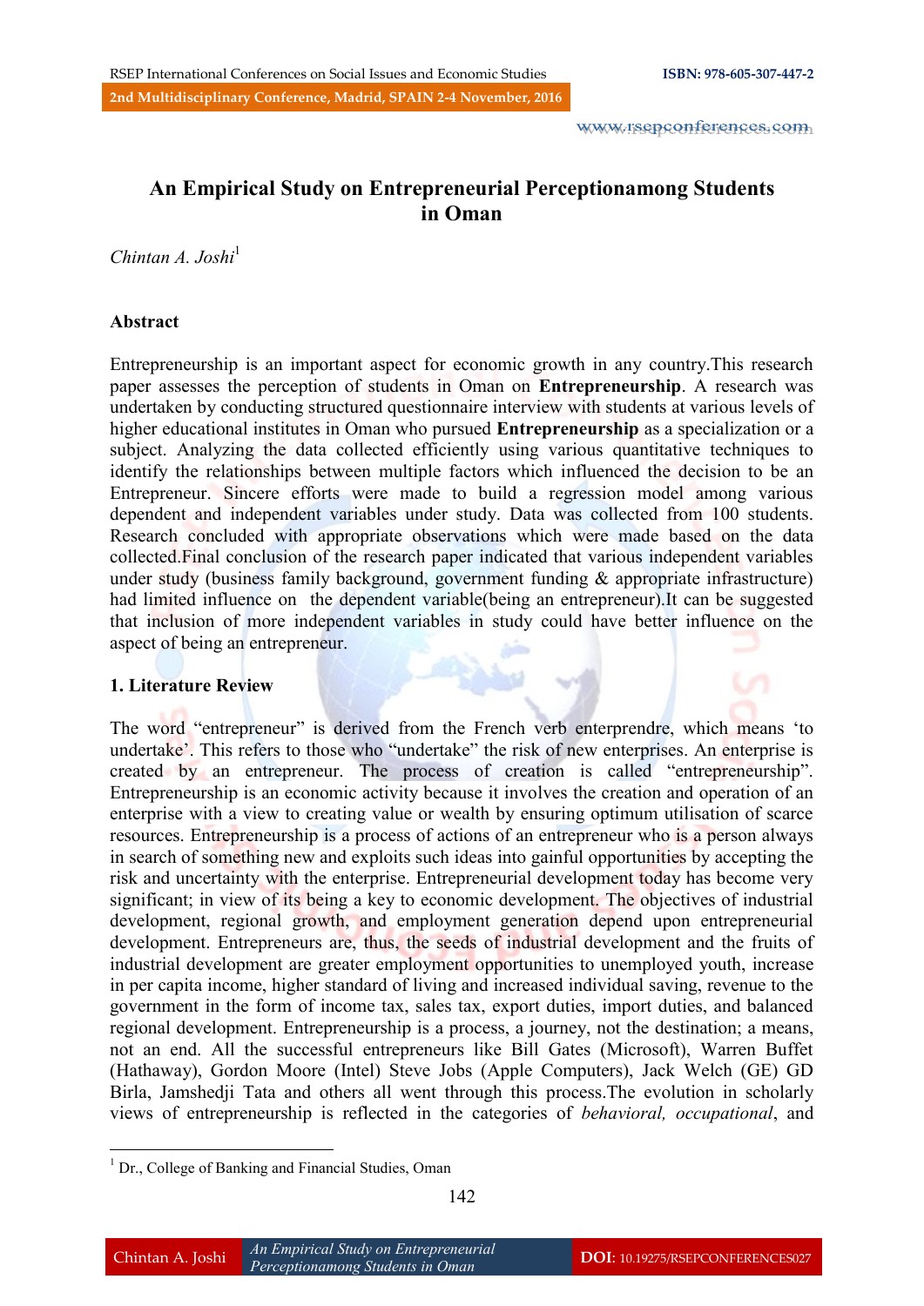# An Empirical Study on Entrepreneurial Perceptionamong Students in Oman

*Chintan A. Joshi*[1]

## Abstract

Entrepreneurship is an important aspect for economic growth in any country.This research paper assesses the perception of students in Oman on **Entrepreneurship**. A research was undertaken by conducting structured questionnaire interview with students at various levels of higher educational institutes in Oman who pursued **Entrepreneurship** as a specialization or a subject. Analyzing the data collected efficiently using various quantitative techniques to identify the relationships between multiple factors which influenced the decision to be an Entrepreneur. Sincere efforts were made to build a regression model among various dependent and independent variables under study. Data was collected from 100 students. Research concluded with appropriate observations which were made based on the data collected.Final conclusion of the research paper indicated that various independent variables under study (business family background, government funding & appropriate infrastructure) had limited influence on the dependent variable(being an entrepreneur).It can be suggested that inclusion of more independent variables in study could have better influence on the aspect of being an entrepreneur.

## 1. Literature Review

The word "entrepreneur" is derived from the French verb enterprendre, which means 'to undertake'. This refers to those who "undertake" the risk of new enterprises. An enterprise is created by an entrepreneur. The process of creation is called "entrepreneurship". Entrepreneurship is an economic activity because it involves the creation and operation of an enterprise with a view to creating value or wealth by ensuring optimum utilisation of scarce resources. Entrepreneurship is a process of actions of an entrepreneur who is a person always in search of something new and exploits such ideas into gainful opportunities by accepting the risk and uncertainty with the enterprise. Entrepreneurial development today has become very significant; in view of its being a key to economic development. The objectives of industrial development, regional growth, and employment generation depend upon entrepreneurial development. Entrepreneurs are, thus, the seeds of industrial development and the fruits of industrial development are greater employment opportunities to unemployed youth, increase in per capita income, higher standard of living and increased individual saving, revenue to the government in the form of income tax, sales tax, export duties, import duties, and balanced regional development. Entrepreneurship is a process, a journey, not the destination; a means, not an end. All the successful entrepreneurs like Bill Gates (Microsoft), Warren Buffet (Hathaway), Gordon Moore (Intel) Steve Jobs (Apple Computers), Jack Welch (GE) GD Birla, Jamshedji Tata and others all went through this process.The evolution in scholarly views of entrepreneurship is reflected in the categories of *behavioral, occupational*, and

[1] Dr., College of Banking and Financial Studies, Oman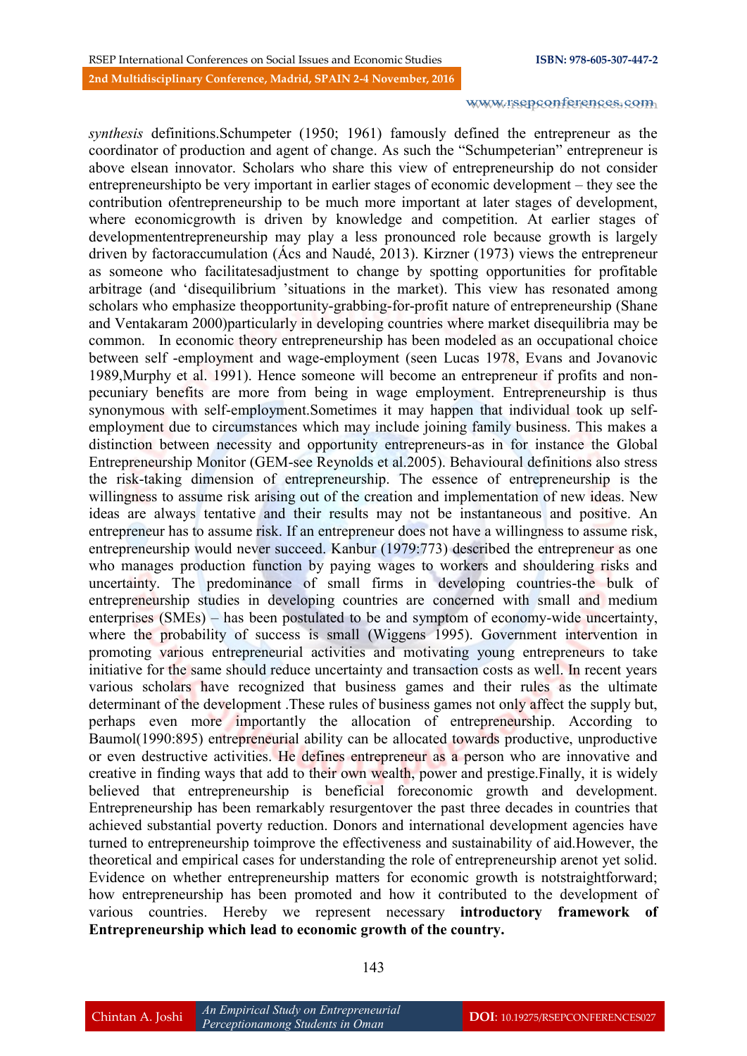*synthesis* definitions.Schumpeter (1950; 1961) famously defined the entrepreneur as the coordinator of production and agent of change. As such the "Schumpeterian" entrepreneur is above elsean innovator. Scholars who share this view of entrepreneurship do not consider entrepreneurshipto be very important in earlier stages of economic development – they see the contribution ofentrepreneurship to be much more important at later stages of development, where economicgrowth is driven by knowledge and competition. At earlier stages of developmententrepreneurship may play a less pronounced role because growth is largely driven by factoraccumulation (Ács and Naudé, 2013). Kirzner (1973) views the entrepreneur as someone who facilitatesadjustment to change by spotting opportunities for profitable arbitrage (and 'disequilibrium 'situations in the market). This view has resonated among scholars who emphasize theopportunity-grabbing-for-profit nature of entrepreneurship (Shane and Ventakaram 2000)particularly in developing countries where market disequilibria may be common. In economic theory entrepreneurship has been modeled as an occupational choice between self -employment and wage-employment (seen Lucas 1978, Evans and Jovanovic 1989,Murphy et al. 1991). Hence someone will become an entrepreneur if profits and non-pecuniary benefits are more from being in wage employment. Entrepreneurship is thus synonymous with self-employment.Sometimes it may happen that individual took up self-employment due to circumstances which may include joining family business. This makes a distinction between necessity and opportunity entrepreneurs-as in for instance the Global Entrepreneurship Monitor (GEM-see Reynolds et al.2005). Behavioural definitions also stress the risk-taking dimension of entrepreneurship. The essence of entrepreneurship is the willingness to assume risk arising out of the creation and implementation of new ideas. New ideas are always tentative and their results may not be instantaneous and positive. An entrepreneur has to assume risk. If an entrepreneur does not have a willingness to assume risk, entrepreneurship would never succeed. Kanbur (1979:773) described the entrepreneur as one who manages production function by paying wages to workers and shouldering risks and uncertainty. The predominance of small firms in developing countries-the bulk of entrepreneurship studies in developing countries are concerned with small and medium enterprises (SMEs) – has been postulated to be and symptom of economy-wide uncertainty, where the probability of success is small (Wiggens 1995). Government intervention in promoting various entrepreneurial activities and motivating young entrepreneurs to take initiative for the same should reduce uncertainty and transaction costs as well. In recent years various scholars have recognized that business games and their rules as the ultimate determinant of the development .These rules of business games not only affect the supply but, perhaps even more importantly the allocation of entrepreneurship. According to Baumol(1990:895) entrepreneurial ability can be allocated towards productive, unproductive or even destructive activities. He defines entrepreneur as a person who are innovative and creative in finding ways that add to their own wealth, power and prestige.Finally, it is widely believed that entrepreneurship is beneficial foreconomic growth and development. Entrepreneurship has been remarkably resurgentover the past three decades in countries that achieved substantial poverty reduction. Donors and international development agencies have turned to entrepreneurship toimprove the effectiveness and sustainability of aid.However, the theoretical and empirical cases for understanding the role of entrepreneurship arenot yet solid. Evidence on whether entrepreneurship matters for economic growth is notstraightforward; how entrepreneurship has been promoted and how it contributed to the development of various countries. Hereby we represent necessary **introductory framework of Entrepreneurship which lead to economic growth of the country.**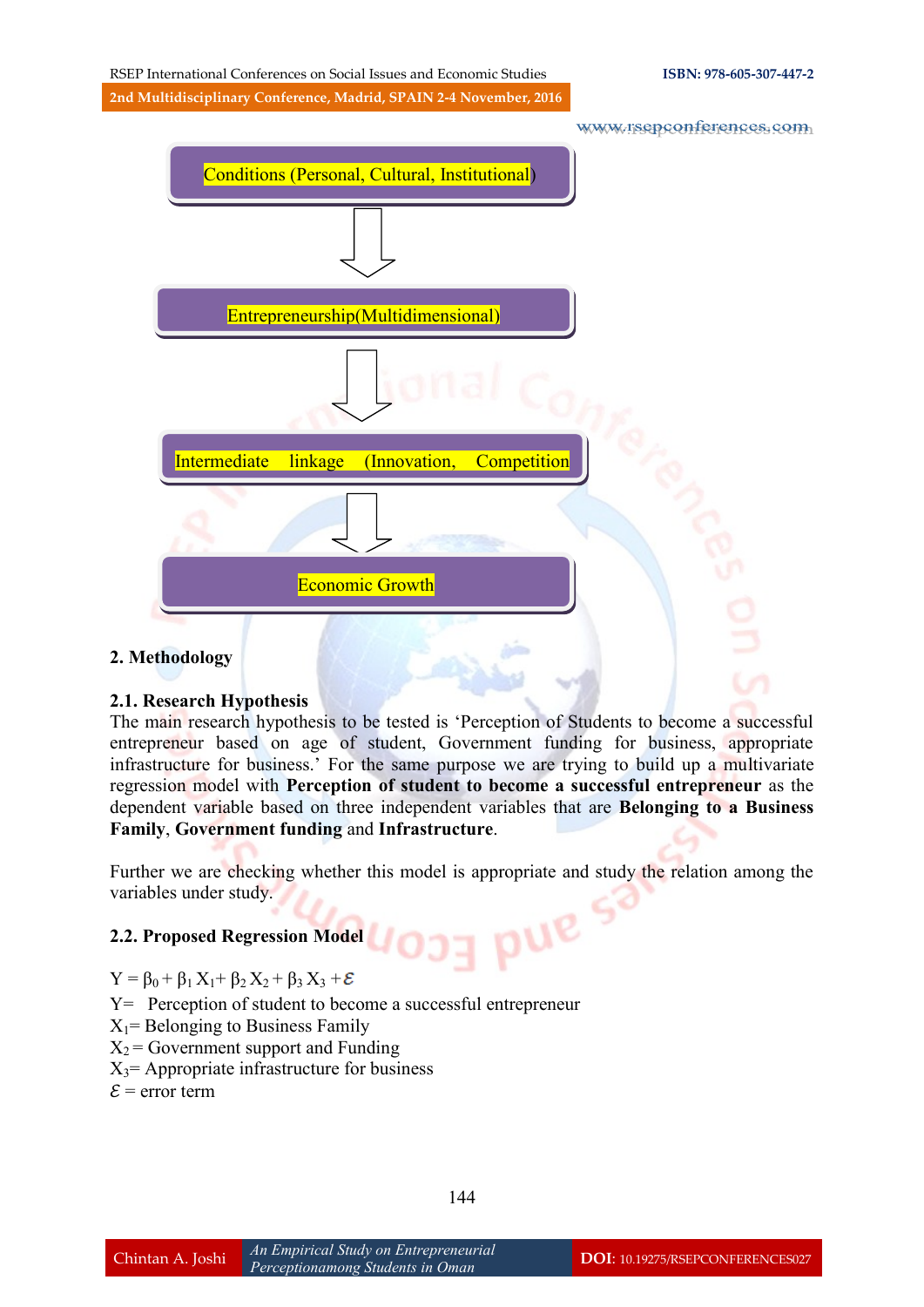Conditions (Personal, Cultural, Institutional)

↓

Entrepreneurship(Multidimensional)

↓

Intermediate linkage (Innovation, Competition

↓

Economic Growth

## 2. Methodology

### 2.1. Research Hypothesis

The main research hypothesis to be tested is 'Perception of Students to become a successful entrepreneur based on age of student, Government funding for business, appropriate infrastructure for business.' For the same purpose we are trying to build up a multivariate regression model with **Perception of student to become a successful entrepreneur** as the dependent variable based on three independent variables that are **Belonging to a Business Family**, **Government funding** and **Infrastructure**.

Further we are checking whether this model is appropriate and study the relation among the variables under study.

### 2.2. Proposed Regression Model

$Y = \beta_0 + \beta_1 X_1 + \beta_2 X_2 + \beta_3 X_3 + \varepsilon$

$Y$= Perception of student to become a successful entrepreneur

$X_1$= Belonging to Business Family

$X_2$ = Government support and Funding

$X_3$= Appropriate infrastructure for business

$\varepsilon$ = error term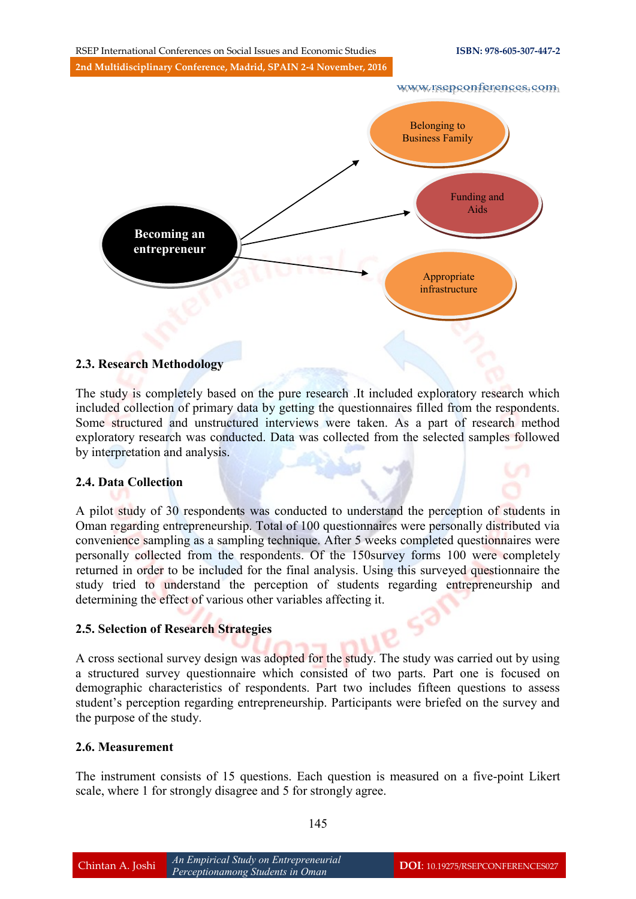Becoming an entrepreneur

Belonging to Business Family

Funding and Aids

Appropriate infrastructure

### 2.3. Research Methodology

The study is completely based on the pure research .It included exploratory research which included collection of primary data by getting the questionnaires filled from the respondents. Some structured and unstructured interviews were taken. As a part of research method exploratory research was conducted. Data was collected from the selected samples followed by interpretation and analysis.

### 2.4. Data Collection

A pilot study of 30 respondents was conducted to understand the perception of students in Oman regarding entrepreneurship. Total of 100 questionnaires were personally distributed via convenience sampling as a sampling technique. After 5 weeks completed questionnaires were personally collected from the respondents. Of the 150survey forms 100 were completely returned in order to be included for the final analysis. Using this surveyed questionnaire the study tried to understand the perception of students regarding entrepreneurship and determining the effect of various other variables affecting it.

### 2.5. Selection of Research Strategies

A cross sectional survey design was adopted for the study. The study was carried out by using a structured survey questionnaire which consisted of two parts. Part one is focused on demographic characteristics of respondents. Part two includes fifteen questions to assess student's perception regarding entrepreneurship. Participants were briefed on the survey and the purpose of the study.

### 2.6. Measurement

The instrument consists of 15 questions. Each question is measured on a five-point Likert scale, where 1 for strongly disagree and 5 for strongly agree.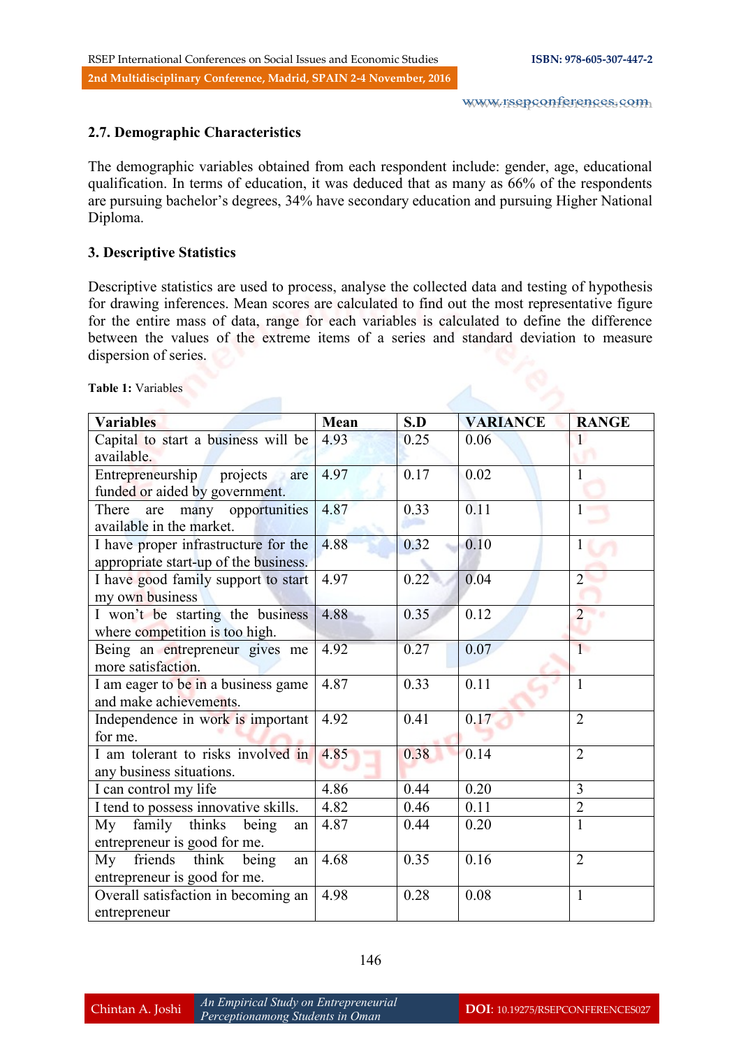### 2.7. Demographic Characteristics

The demographic variables obtained from each respondent include: gender, age, educational qualification. In terms of education, it was deduced that as many as 66% of the respondents are pursuing bachelor's degrees, 34% have secondary education and pursuing Higher National Diploma.

## 3. Descriptive Statistics

Descriptive statistics are used to process, analyse the collected data and testing of hypothesis for drawing inferences. Mean scores are calculated to find out the most representative figure for the entire mass of data, range for each variables is calculated to define the difference between the values of the extreme items of a series and standard deviation to measure dispersion of series.

**Table 1:** Variables

| Variables | Mean | S.D | VARIANCE | RANGE |
|---|---|---|---|---|
| Capital to start a business will be available. | 4.93 | 0.25 | 0.06 | 1 |
| Entrepreneurship projects are funded or aided by government. | 4.97 | 0.17 | 0.02 | 1 |
| There are many opportunities available in the market. | 4.87 | 0.33 | 0.11 | 1 |
| I have proper infrastructure for the appropriate start-up of the business. | 4.88 | 0.32 | 0.10 | 1 |
| I have good family support to start my own business | 4.97 | 0.22 | 0.04 | 2 |
| I won't be starting the business where competition is too high. | 4.88 | 0.35 | 0.12 | 2 |
| Being an entrepreneur gives me more satisfaction. | 4.92 | 0.27 | 0.07 | 1 |
| I am eager to be in a business game and make achievements. | 4.87 | 0.33 | 0.11 | 1 |
| Independence in work is important for me. | 4.92 | 0.41 | 0.17 | 2 |
| I am tolerant to risks involved in any business situations. | 4.85 | 0.38 | 0.14 | 2 |
| I can control my life | 4.86 | 0.44 | 0.20 | 3 |
| I tend to possess innovative skills. | 4.82 | 0.46 | 0.11 | 2 |
| My family thinks being an entrepreneur is good for me. | 4.87 | 0.44 | 0.20 | 1 |
| My friends think being an entrepreneur is good for me. | 4.68 | 0.35 | 0.16 | 2 |
| Overall satisfaction in becoming an entrepreneur | 4.98 | 0.28 | 0.08 | 1 |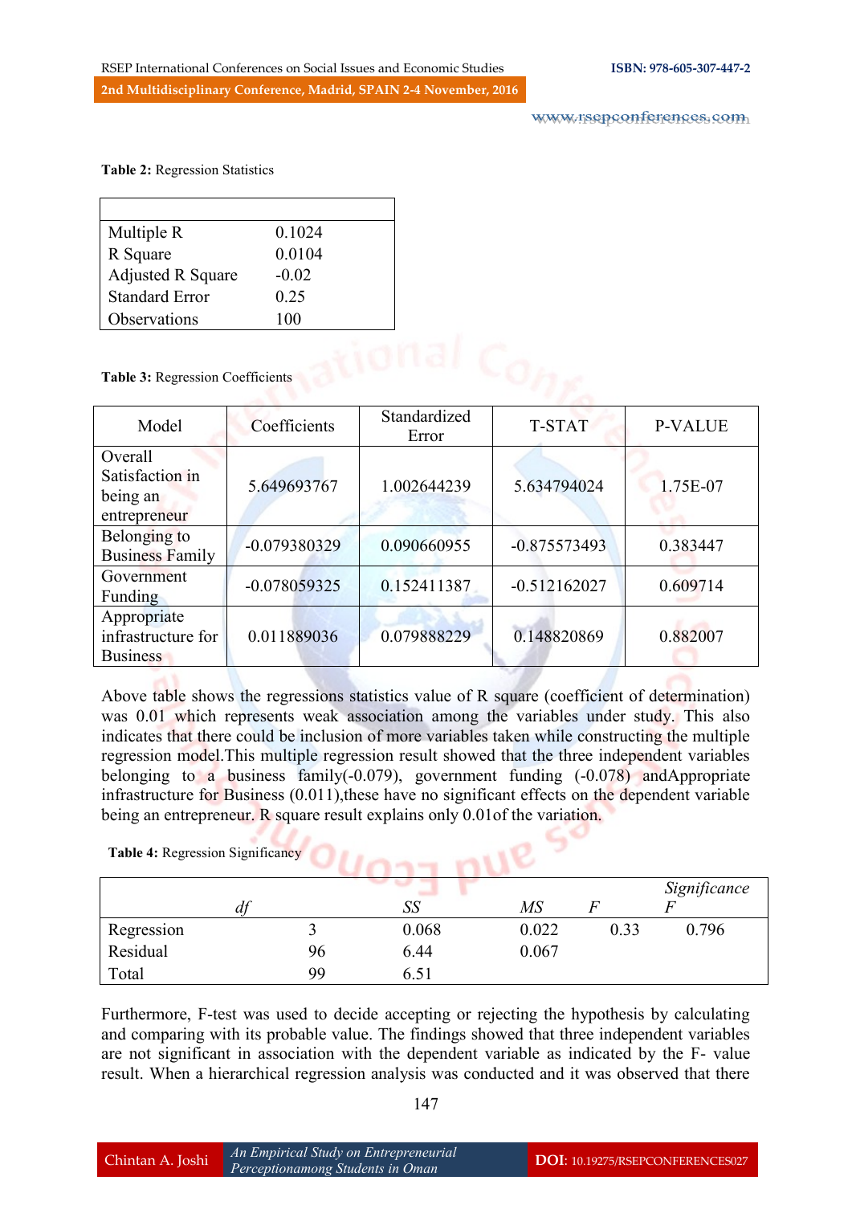**Table 2:** Regression Statistics

| | |
|---|---|
| Multiple R | 0.1024 |
| R Square | 0.0104 |
| Adjusted R Square | -0.02 |
| Standard Error | 0.25 |
| Observations | 100 |

**Table 3:** Regression Coefficients

| Model | Coefficients | Standardized Error | T-STAT | P-VALUE |
|---|---|---|---|---|
| Overall Satisfaction in being an entrepreneur | 5.649693767 | 1.002644239 | 5.634794024 | 1.75E-07 |
| Belonging to Business Family | -0.079380329 | 0.090660955 | -0.875573493 | 0.383447 |
| Government Funding | -0.078059325 | 0.152411387 | -0.512162027 | 0.609714 |
| Appropriate infrastructure for Business | 0.011889036 | 0.079888229 | 0.148820869 | 0.882007 |

Above table shows the regressions statistics value of R square (coefficient of determination) was 0.01 which represents weak association among the variables under study. This also indicates that there could be inclusion of more variables taken while constructing the multiple regression model.This multiple regression result showed that the three independent variables belonging to a business family(-0.079), government funding (-0.078) andAppropriate infrastructure for Business (0.011),these have no significant effects on the dependent variable being an entrepreneur. R square result explains only 0.01of the variation.

**Table 4:** Regression Significancy

| | *df* | *SS* | *MS* | *F* | *Significance F* |
|---|---|---|---|---|---|
| Regression | 3 | 0.068 | 0.022 | 0.33 | 0.796 |
| Residual | 96 | 6.44 | 0.067 | | |
| Total | 99 | 6.51 | | | |

Furthermore, F-test was used to decide accepting or rejecting the hypothesis by calculating and comparing with its probable value. The findings showed that three independent variables are not significant in association with the dependent variable as indicated by the F- value result. When a hierarchical regression analysis was conducted and it was observed that there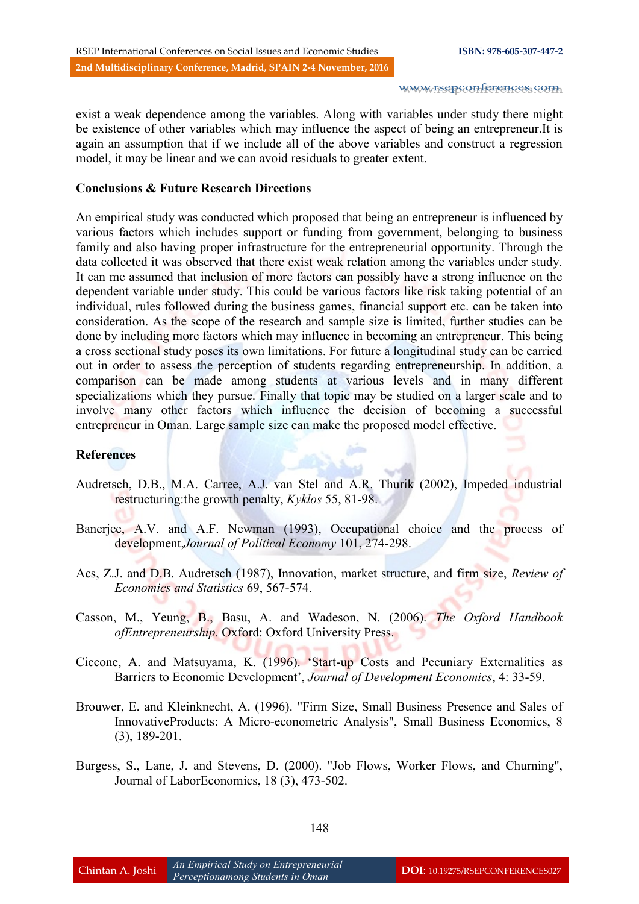exist a weak dependence among the variables. Along with variables under study there might be existence of other variables which may influence the aspect of being an entrepreneur.It is again an assumption that if we include all of the above variables and construct a regression model, it may be linear and we can avoid residuals to greater extent.

## Conclusions & Future Research Directions

An empirical study was conducted which proposed that being an entrepreneur is influenced by various factors which includes support or funding from government, belonging to business family and also having proper infrastructure for the entrepreneurial opportunity. Through the data collected it was observed that there exist weak relation among the variables under study. It can me assumed that inclusion of more factors can possibly have a strong influence on the dependent variable under study. This could be various factors like risk taking potential of an individual, rules followed during the business games, financial support etc. can be taken into consideration. As the scope of the research and sample size is limited, further studies can be done by including more factors which may influence in becoming an entrepreneur. This being a cross sectional study poses its own limitations. For future a longitudinal study can be carried out in order to assess the perception of students regarding entrepreneurship. In addition, a comparison can be made among students at various levels and in many different specializations which they pursue. Finally that topic may be studied on a larger scale and to involve many other factors which influence the decision of becoming a successful entrepreneur in Oman. Large sample size can make the proposed model effective.

## References

Audretsch, D.B., M.A. Carree, A.J. van Stel and A.R. Thurik (2002), Impeded industrial restructuring:the growth penalty, *Kyklos* 55, 81-98.

Banerjee, A.V. and A.F. Newman (1993), Occupational choice and the process of development,*Journal of Political Economy* 101, 274-298.

Acs, Z.J. and D.B. Audretsch (1987), Innovation, market structure, and firm size, *Review of Economics and Statistics* 69, 567-574.

Casson, M., Yeung, B., Basu, A. and Wadeson, N. (2006). *The Oxford Handbook ofEntrepreneurship.* Oxford: Oxford University Press.

Ciccone, A. and Matsuyama, K. (1996). 'Start-up Costs and Pecuniary Externalities as Barriers to Economic Development', *Journal of Development Economics*, 4: 33-59.

Brouwer, E. and Kleinknecht, A. (1996). "Firm Size, Small Business Presence and Sales of InnovativeProducts: A Micro-econometric Analysis", Small Business Economics, 8 (3), 189-201.

Burgess, S., Lane, J. and Stevens, D. (2000). "Job Flows, Worker Flows, and Churning", Journal of LaborEconomics, 18 (3), 473-502.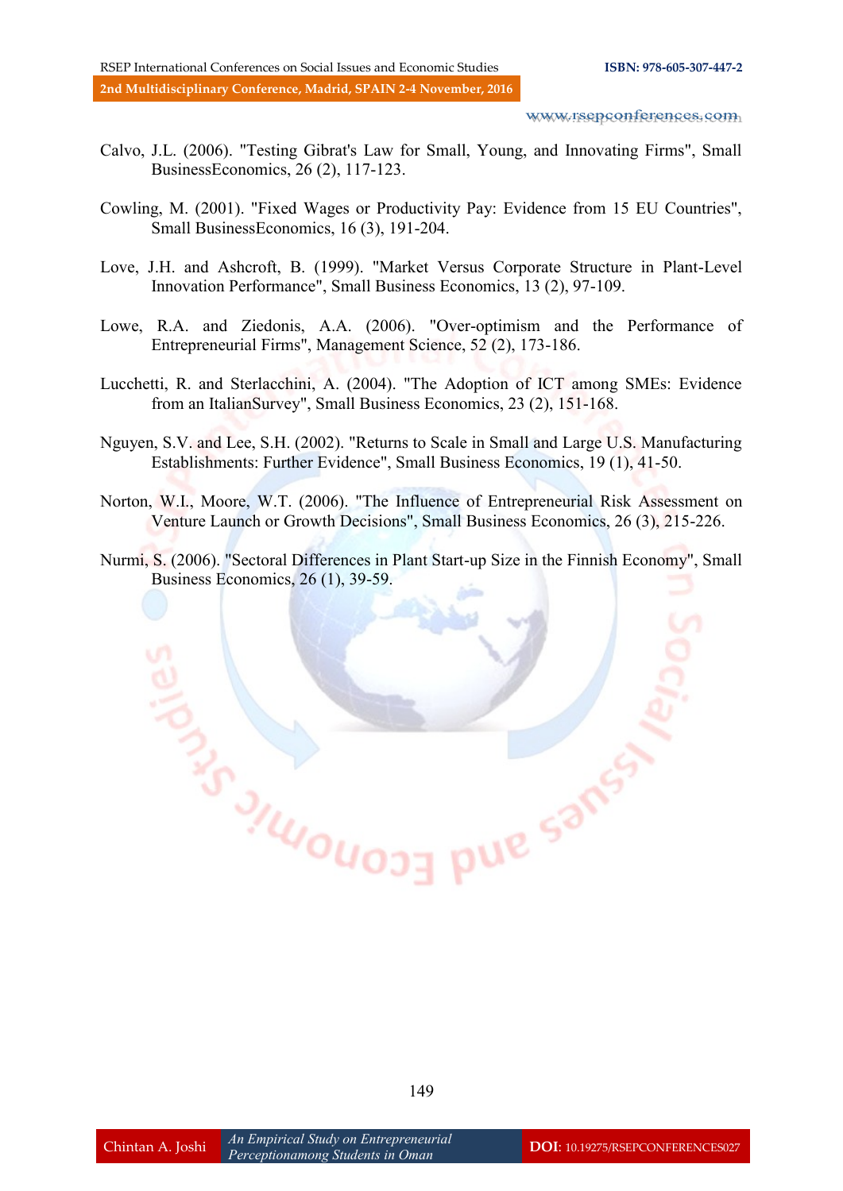Calvo, J.L. (2006). "Testing Gibrat's Law for Small, Young, and Innovating Firms", Small BusinessEconomics, 26 (2), 117-123.

Cowling, M. (2001). "Fixed Wages or Productivity Pay: Evidence from 15 EU Countries", Small BusinessEconomics, 16 (3), 191-204.

Love, J.H. and Ashcroft, B. (1999). "Market Versus Corporate Structure in Plant-Level Innovation Performance", Small Business Economics, 13 (2), 97-109.

Lowe, R.A. and Ziedonis, A.A. (2006). "Over-optimism and the Performance of Entrepreneurial Firms", Management Science, 52 (2), 173-186.

Lucchetti, R. and Sterlacchini, A. (2004). "The Adoption of ICT among SMEs: Evidence from an ItalianSurvey", Small Business Economics, 23 (2), 151-168.

Nguyen, S.V. and Lee, S.H. (2002). "Returns to Scale in Small and Large U.S. Manufacturing Establishments: Further Evidence", Small Business Economics, 19 (1), 41-50.

Norton, W.I., Moore, W.T. (2006). "The Influence of Entrepreneurial Risk Assessment on Venture Launch or Growth Decisions", Small Business Economics, 26 (3), 215-226.

Nurmi, S. (2006). "Sectoral Differences in Plant Start-up Size in the Finnish Economy", Small Business Economics, 26 (1), 39-59.